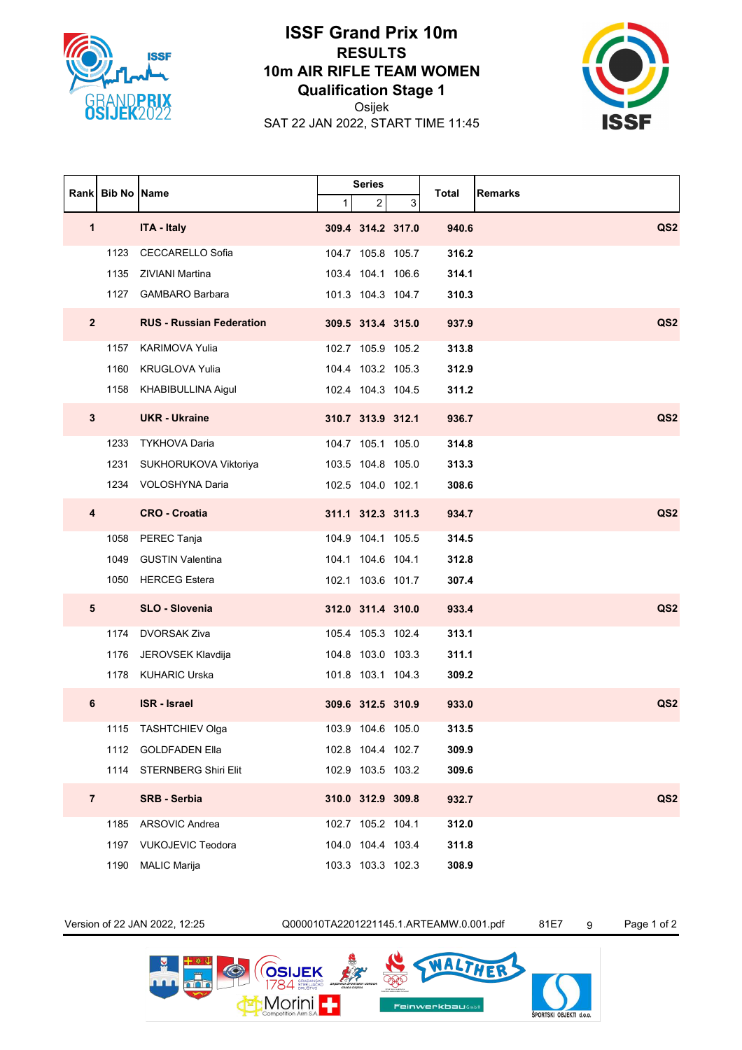# ISSF Grand Prix 10m

## RESULTS

## 10m AIR RIFLE TEAM WOMEN

## Qualification Stage 1

Osijek

SAT 22 JAN 2022, START TIME 11:45

| Rank | Bib No | Name | Series | | | Total | Remarks |
|---|---|---|---|---|---|---|---|
| | | | 1 | 2 | 3 | | |
| **1** | | **ITA - Italy** | **309.4** | **314.2** | **317.0** | **940.6** | **QS2** |
| | 1123 | CECCARELLO Sofia | 104.7 | 105.8 | 105.7 | **316.2** | |
| | 1135 | ZIVIANI Martina | 103.4 | 104.1 | 106.6 | **314.1** | |
| | 1127 | GAMBARO Barbara | 101.3 | 104.3 | 104.7 | **310.3** | |
| **2** | | **RUS - Russian Federation** | **309.5** | **313.4** | **315.0** | **937.9** | **QS2** |
| | 1157 | KARIMOVA Yulia | 102.7 | 105.9 | 105.2 | **313.8** | |
| | 1160 | KRUGLOVA Yulia | 104.4 | 103.2 | 105.3 | **312.9** | |
| | 1158 | KHABIBULLINA Aigul | 102.4 | 104.3 | 104.5 | **311.2** | |
| **3** | | **UKR - Ukraine** | **310.7** | **313.9** | **312.1** | **936.7** | **QS2** |
| | 1233 | TYKHOVA Daria | 104.7 | 105.1 | 105.0 | **314.8** | |
| | 1231 | SUKHORUKOVA Viktoriya | 103.5 | 104.8 | 105.0 | **313.3** | |
| | 1234 | VOLOSHYNA Daria | 102.5 | 104.0 | 102.1 | **308.6** | |
| **4** | | **CRO - Croatia** | **311.1** | **312.3** | **311.3** | **934.7** | **QS2** |
| | 1058 | PEREC Tanja | 104.9 | 104.1 | 105.5 | **314.5** | |
| | 1049 | GUSTIN Valentina | 104.1 | 104.6 | 104.1 | **312.8** | |
| | 1050 | HERCEG Estera | 102.1 | 103.6 | 101.7 | **307.4** | |
| **5** | | **SLO - Slovenia** | **312.0** | **311.4** | **310.0** | **933.4** | **QS2** |
| | 1174 | DVORSAK Ziva | 105.4 | 105.3 | 102.4 | **313.1** | |
| | 1176 | JEROVSEK Klavdija | 104.8 | 103.0 | 103.3 | **311.1** | |
| | 1178 | KUHARIC Urska | 101.8 | 103.1 | 104.3 | **309.2** | |
| **6** | | **ISR - Israel** | **309.6** | **312.5** | **310.9** | **933.0** | **QS2** |
| | 1115 | TASHTCHIEV Olga | 103.9 | 104.6 | 105.0 | **313.5** | |
| | 1112 | GOLDFADEN Ella | 102.8 | 104.4 | 102.7 | **309.9** | |
| | 1114 | STERNBERG Shiri Elit | 102.9 | 103.5 | 103.2 | **309.6** | |
| **7** | | **SRB - Serbia** | **310.0** | **312.9** | **309.8** | **932.7** | **QS2** |
| | 1185 | ARSOVIC Andrea | 102.7 | 105.2 | 104.1 | **312.0** | |
| | 1197 | VUKOJEVIC Teodora | 104.0 | 104.4 | 103.4 | **311.8** | |
| | 1190 | MALIC Marija | 103.3 | 103.3 | 102.3 | **308.9** | |

Version of 22 JAN 2022, 12:25 Q000010TA2201221145.1.ARTEAMW.0.001.pdf 81E7 9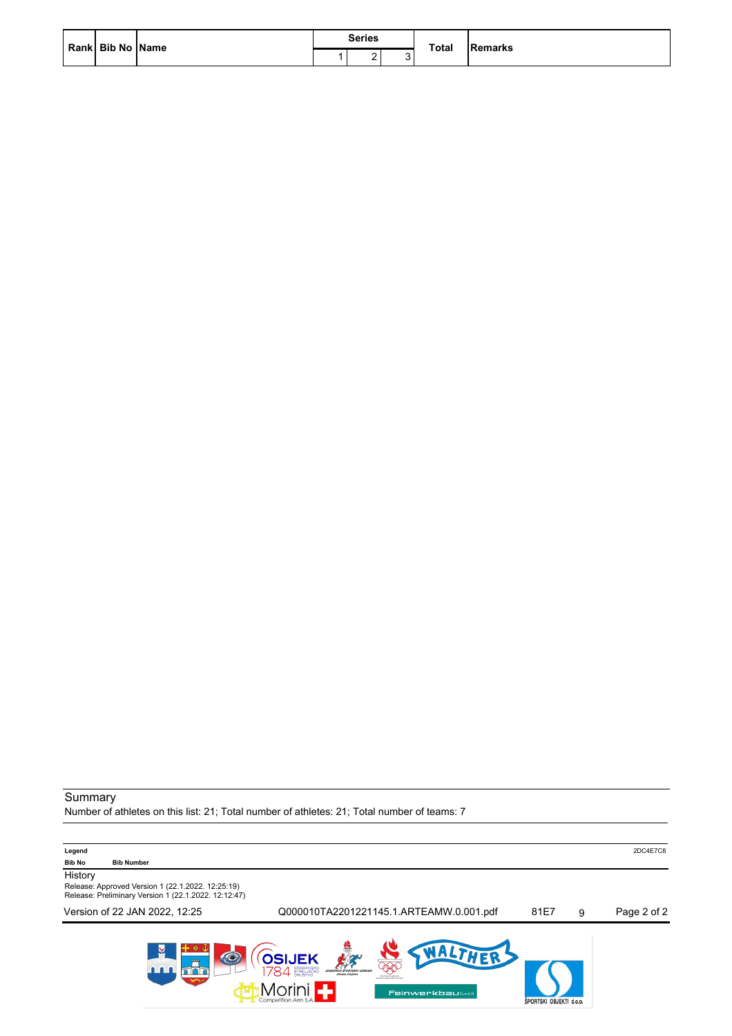| Rank | Bib No | Name | Series | | | Total | Remarks |
|---|---|---|---|---|---|---|---|
| | | | 1 | 2 | 3 | | |

## Summary

Number of athletes on this list: 21; Total number of athletes: 21; Total number of teams: 7

**Legend**

2DC4E7C8

**Bib No** **Bib Number**

History

Release: Approved Version 1 (22.1.2022. 12:25:19)
Release: Preliminary Version 1 (22.1.2022. 12:12:47)

Version of 22 JAN 2022, 12:25 Q000010TA2201221145.1.ARTEAMW.0.001.pdf 81E7 9